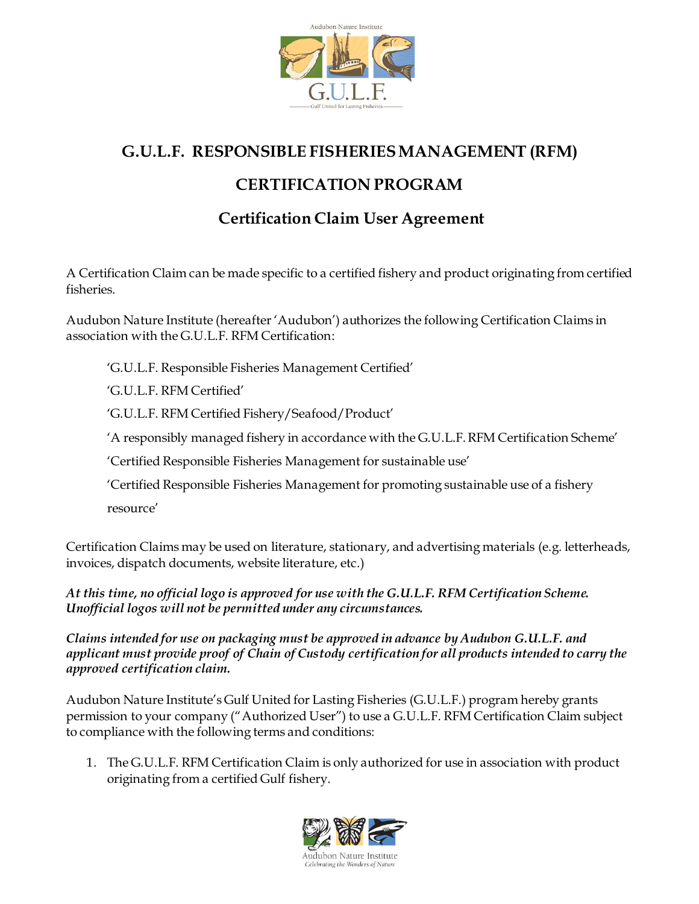# G.U.L.F. RESPONSIBLE FISHERIES MANAGEMENT (RFM)

# CERTIFICATION PROGRAM

## Certification Claim User Agreement

A Certification Claim can be made specific to a certified fishery and product originating from certified fisheries.

Audubon Nature Institute (hereafter 'Audubon') authorizes the following Certification Claims in association with the G.U.L.F. RFM Certification:

> 'G.U.L.F. Responsible Fisheries Management Certified'
>
> 'G.U.L.F. RFM Certified'
>
> 'G.U.L.F. RFM Certified Fishery/Seafood/Product'
>
> 'A responsibly managed fishery in accordance with the G.U.L.F. RFM Certification Scheme'
>
> 'Certified Responsible Fisheries Management for sustainable use'
>
> 'Certified Responsible Fisheries Management for promoting sustainable use of a fishery resource'

Certification Claims may be used on literature, stationary, and advertising materials (e.g. letterheads, invoices, dispatch documents, website literature, etc.)

***At this time, no official logo is approved for use with the G.U.L.F. RFM Certification Scheme. Unofficial logos will not be permitted under any circumstances.***

***Claims intended for use on packaging must be approved in advance by Audubon G.U.L.F. and applicant must provide proof of Chain of Custody certification for all products intended to carry the approved certification claim.***

Audubon Nature Institute's Gulf United for Lasting Fisheries (G.U.L.F.) program hereby grants permission to your company ("Authorized User") to use a G.U.L.F. RFM Certification Claim subject to compliance with the following terms and conditions:

1. The G.U.L.F. RFM Certification Claim is only authorized for use in association with product originating from a certified Gulf fishery.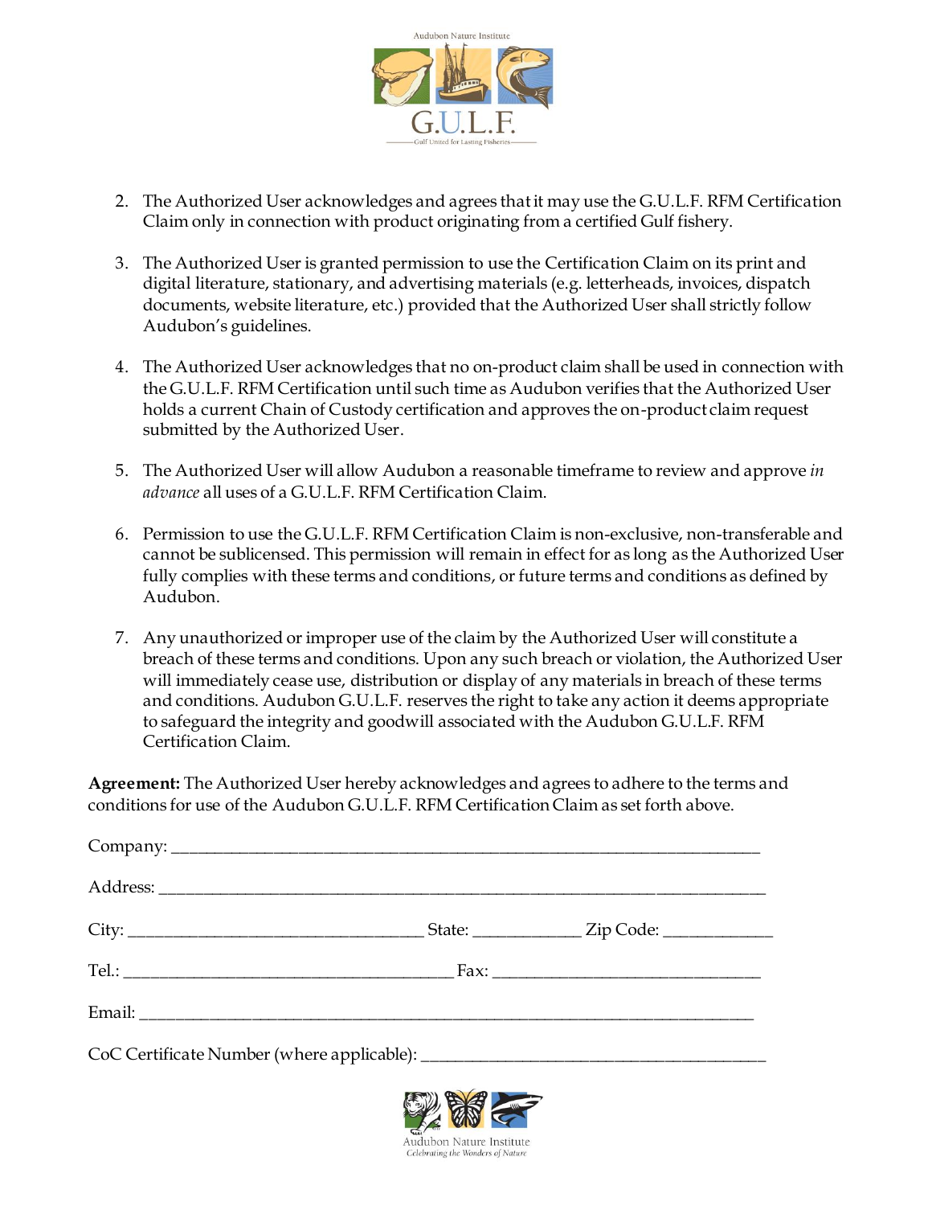2. The Authorized User acknowledges and agrees that it may use the G.U.L.F. RFM Certification Claim only in connection with product originating from a certified Gulf fishery.

3. The Authorized User is granted permission to use the Certification Claim on its print and digital literature, stationary, and advertising materials (e.g. letterheads, invoices, dispatch documents, website literature, etc.) provided that the Authorized User shall strictly follow Audubon's guidelines.

4. The Authorized User acknowledges that no on-product claim shall be used in connection with the G.U.L.F. RFM Certification until such time as Audubon verifies that the Authorized User holds a current Chain of Custody certification and approves the on-product claim request submitted by the Authorized User.

5. The Authorized User will allow Audubon a reasonable timeframe to review and approve *in advance* all uses of a G.U.L.F. RFM Certification Claim.

6. Permission to use the G.U.L.F. RFM Certification Claim is non-exclusive, non-transferable and cannot be sublicensed. This permission will remain in effect for as long as the Authorized User fully complies with these terms and conditions, or future terms and conditions as defined by Audubon.

7. Any unauthorized or improper use of the claim by the Authorized User will constitute a breach of these terms and conditions. Upon any such breach or violation, the Authorized User will immediately cease use, distribution or display of any materials in breach of these terms and conditions. Audubon G.U.L.F. reserves the right to take any action it deems appropriate to safeguard the integrity and goodwill associated with the Audubon G.U.L.F. RFM Certification Claim.

**Agreement:** The Authorized User hereby acknowledges and agrees to adhere to the terms and conditions for use of the Audubon G.U.L.F. RFM Certification Claim as set forth above.

Company: ____________________________________________________________

Address: ____________________________________________________________

City: ______________________________ State: ___________ Zip Code: ___________

Tel.: __________________________________ Fax: ____________________________

Email: ______________________________________________________________

CoC Certificate Number (where applicable): ____________________________________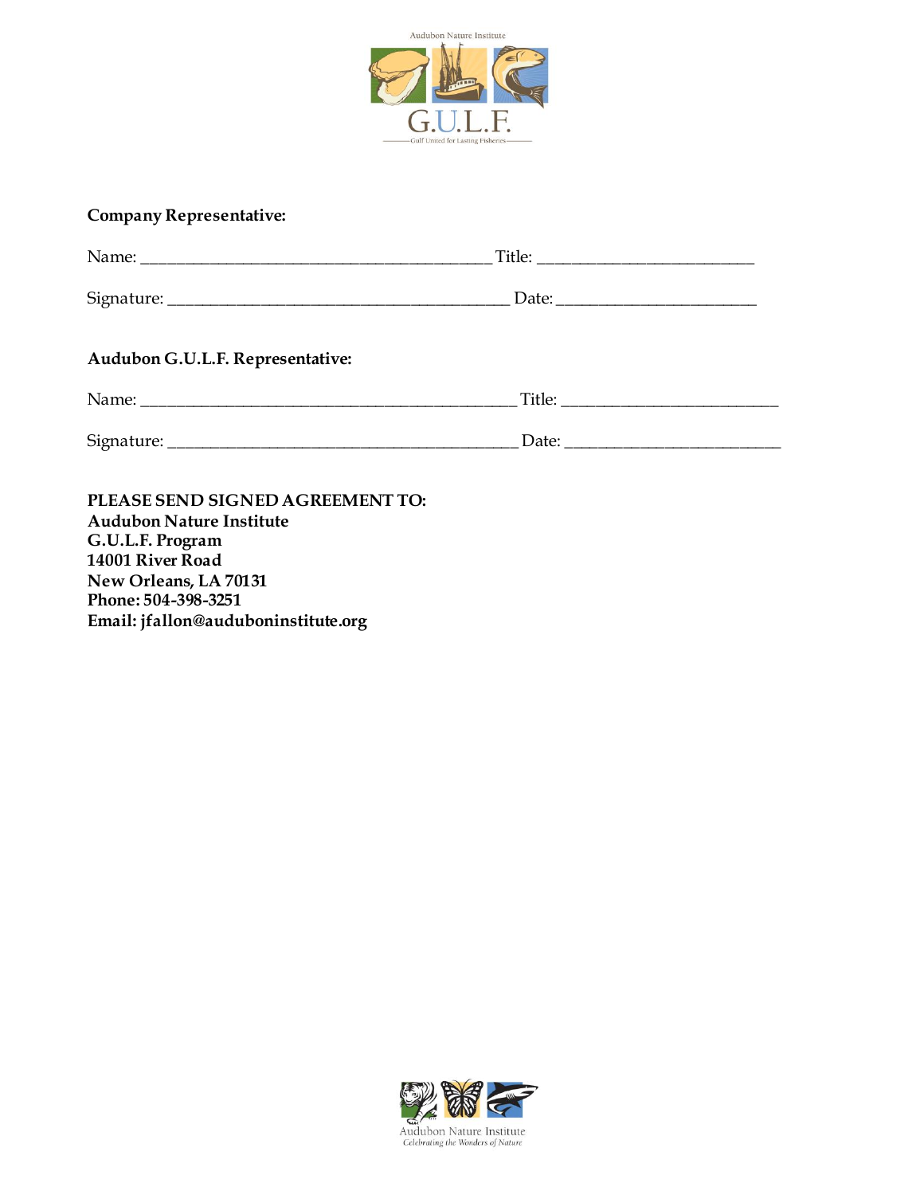**Company Representative:**

Name: __________________________________________ Title: _________________________

Signature: _______________________________________ Date: _______________________

**Audubon G.U.L.F. Representative:**

Name: ____________________________________________ Title: _________________________

Signature: _________________________________________ Date: _________________________

**PLEASE SEND SIGNED AGREEMENT TO:**
**Audubon Nature Institute**
**G.U.L.F. Program**
**14001 River Road**
**New Orleans, LA 70131**
**Phone: 504-398-3251**
**Email: jfallon@audoboninstitute.org**